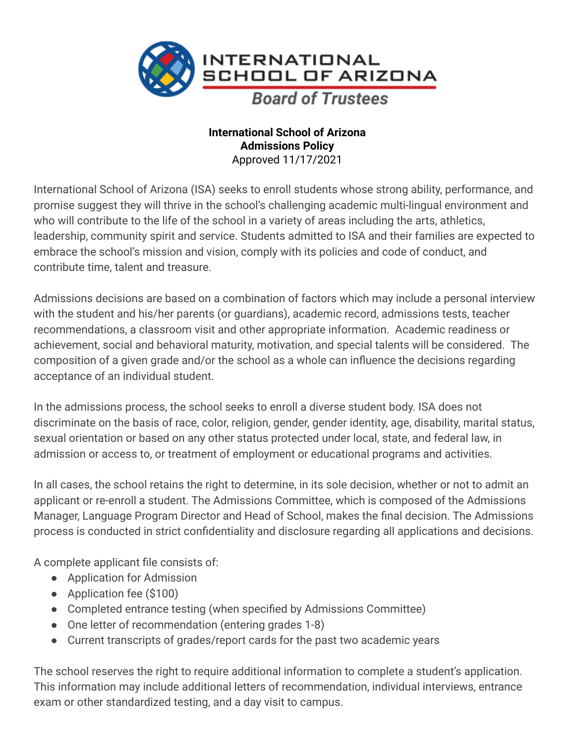INTERNATIONAL SCHOOL OF ARIZONA

*Board of Trustees*

**International School of Arizona**
**Admissions Policy**
Approved 11/17/2021

International School of Arizona (ISA) seeks to enroll students whose strong ability, performance, and promise suggest they will thrive in the school's challenging academic multi-lingual environment and who will contribute to the life of the school in a variety of areas including the arts, athletics, leadership, community spirit and service. Students admitted to ISA and their families are expected to embrace the school's mission and vision, comply with its policies and code of conduct, and contribute time, talent and treasure.

Admissions decisions are based on a combination of factors which may include a personal interview with the student and his/her parents (or guardians), academic record, admissions tests, teacher recommendations, a classroom visit and other appropriate information. Academic readiness or achievement, social and behavioral maturity, motivation, and special talents will be considered. The composition of a given grade and/or the school as a whole can influence the decisions regarding acceptance of an individual student.

In the admissions process, the school seeks to enroll a diverse student body. ISA does not discriminate on the basis of race, color, religion, gender, gender identity, age, disability, marital status, sexual orientation or based on any other status protected under local, state, and federal law, in admission or access to, or treatment of employment or educational programs and activities.

In all cases, the school retains the right to determine, in its sole decision, whether or not to admit an applicant or re-enroll a student. The Admissions Committee, which is composed of the Admissions Manager, Language Program Director and Head of School, makes the final decision. The Admissions process is conducted in strict confidentiality and disclosure regarding all applications and decisions.

A complete applicant file consists of:

- Application for Admission
- Application fee ($100)
- Completed entrance testing (when specified by Admissions Committee)
- One letter of recommendation (entering grades 1-8)
- Current transcripts of grades/report cards for the past two academic years

The school reserves the right to require additional information to complete a student's application. This information may include additional letters of recommendation, individual interviews, entrance exam or other standardized testing, and a day visit to campus.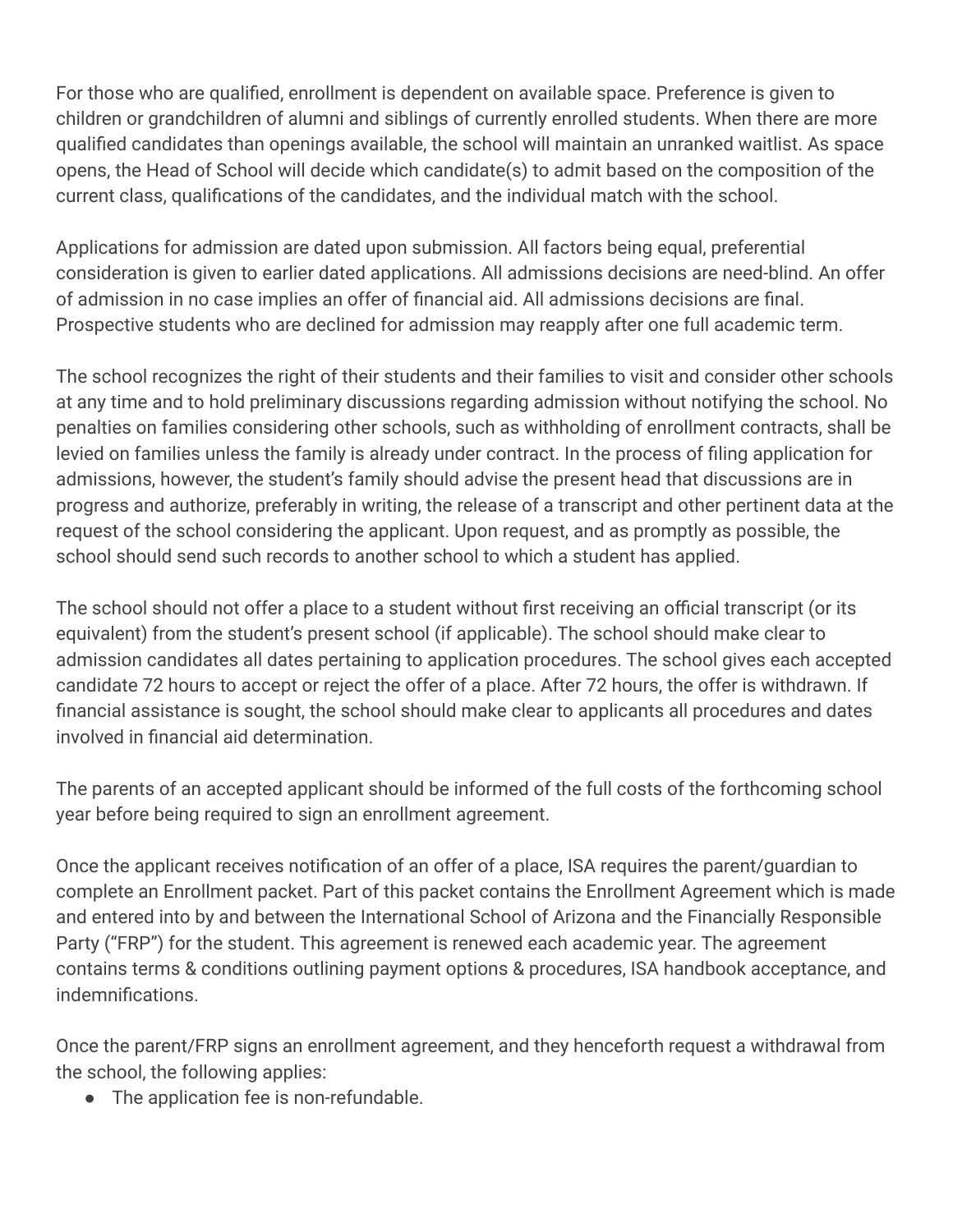For those who are qualified, enrollment is dependent on available space. Preference is given to children or grandchildren of alumni and siblings of currently enrolled students. When there are more qualified candidates than openings available, the school will maintain an unranked waitlist. As space opens, the Head of School will decide which candidate(s) to admit based on the composition of the current class, qualifications of the candidates, and the individual match with the school.

Applications for admission are dated upon submission. All factors being equal, preferential consideration is given to earlier dated applications. All admissions decisions are need-blind. An offer of admission in no case implies an offer of financial aid. All admissions decisions are final. Prospective students who are declined for admission may reapply after one full academic term.

The school recognizes the right of their students and their families to visit and consider other schools at any time and to hold preliminary discussions regarding admission without notifying the school. No penalties on families considering other schools, such as withholding of enrollment contracts, shall be levied on families unless the family is already under contract. In the process of filing application for admissions, however, the student's family should advise the present head that discussions are in progress and authorize, preferably in writing, the release of a transcript and other pertinent data at the request of the school considering the applicant. Upon request, and as promptly as possible, the school should send such records to another school to which a student has applied.

The school should not offer a place to a student without first receiving an official transcript (or its equivalent) from the student's present school (if applicable). The school should make clear to admission candidates all dates pertaining to application procedures. The school gives each accepted candidate 72 hours to accept or reject the offer of a place. After 72 hours, the offer is withdrawn. If financial assistance is sought, the school should make clear to applicants all procedures and dates involved in financial aid determination.

The parents of an accepted applicant should be informed of the full costs of the forthcoming school year before being required to sign an enrollment agreement.

Once the applicant receives notification of an offer of a place, ISA requires the parent/guardian to complete an Enrollment packet. Part of this packet contains the Enrollment Agreement which is made and entered into by and between the International School of Arizona and the Financially Responsible Party ("FRP") for the student. This agreement is renewed each academic year. The agreement contains terms & conditions outlining payment options & procedures, ISA handbook acceptance, and indemnifications.

Once the parent/FRP signs an enrollment agreement, and they henceforth request a withdrawal from the school, the following applies:

- The application fee is non-refundable.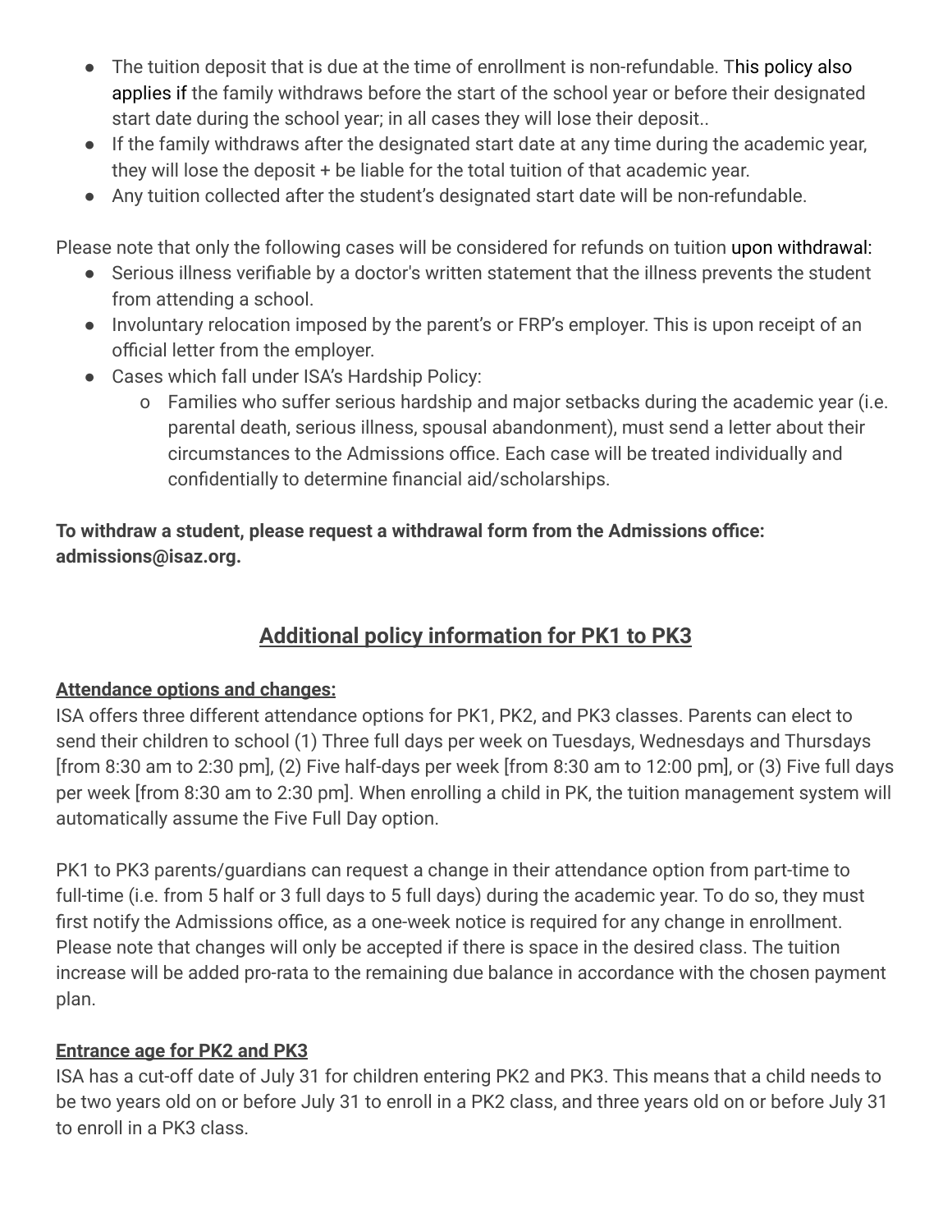- The tuition deposit that is due at the time of enrollment is non-refundable. This policy also applies if the family withdraws before the start of the school year or before their designated start date during the school year; in all cases they will lose their deposit..
- If the family withdraws after the designated start date at any time during the academic year, they will lose the deposit + be liable for the total tuition of that academic year.
- Any tuition collected after the student's designated start date will be non-refundable.

Please note that only the following cases will be considered for refunds on tuition upon withdrawal:

- Serious illness verifiable by a doctor's written statement that the illness prevents the student from attending a school.
- Involuntary relocation imposed by the parent's or FRP's employer. This is upon receipt of an official letter from the employer.
- Cases which fall under ISA's Hardship Policy:
  - Families who suffer serious hardship and major setbacks during the academic year (i.e. parental death, serious illness, spousal abandonment), must send a letter about their circumstances to the Admissions office. Each case will be treated individually and confidentially to determine financial aid/scholarships.

**To withdraw a student, please request a withdrawal form from the Admissions office: admissions@isaz.org.**

## Additional policy information for PK1 to PK3

### Attendance options and changes:

ISA offers three different attendance options for PK1, PK2, and PK3 classes. Parents can elect to send their children to school (1) Three full days per week on Tuesdays, Wednesdays and Thursdays [from 8:30 am to 2:30 pm], (2) Five half-days per week [from 8:30 am to 12:00 pm], or (3) Five full days per week [from 8:30 am to 2:30 pm]. When enrolling a child in PK, the tuition management system will automatically assume the Five Full Day option.

PK1 to PK3 parents/guardians can request a change in their attendance option from part-time to full-time (i.e. from 5 half or 3 full days to 5 full days) during the academic year. To do so, they must first notify the Admissions office, as a one-week notice is required for any change in enrollment. Please note that changes will only be accepted if there is space in the desired class. The tuition increase will be added pro-rata to the remaining due balance in accordance with the chosen payment plan.

### Entrance age for PK2 and PK3

ISA has a cut-off date of July 31 for children entering PK2 and PK3. This means that a child needs to be two years old on or before July 31 to enroll in a PK2 class, and three years old on or before July 31 to enroll in a PK3 class.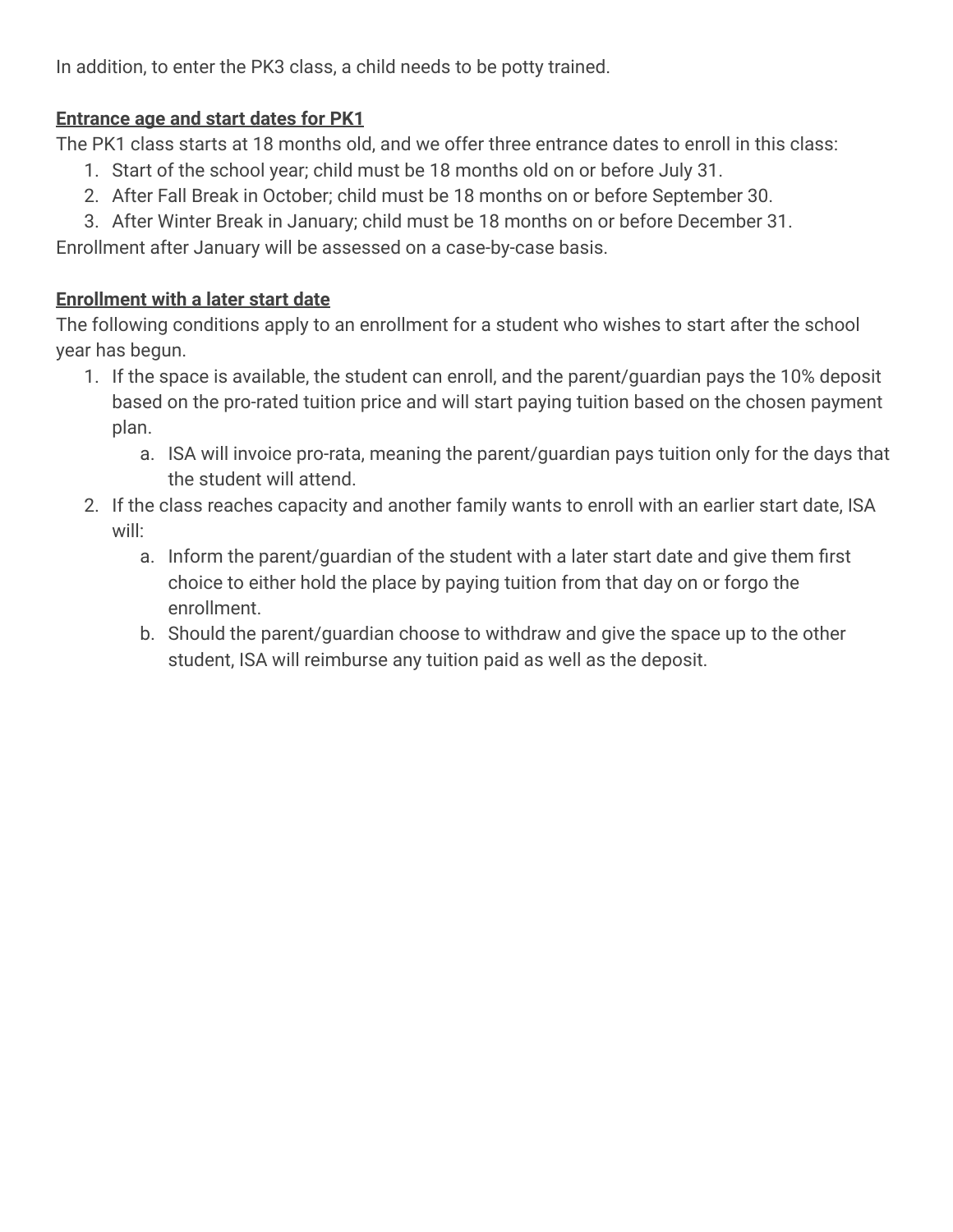In addition, to enter the PK3 class, a child needs to be potty trained.

**Entrance age and start dates for PK1**

The PK1 class starts at 18 months old, and we offer three entrance dates to enroll in this class:

1. Start of the school year; child must be 18 months old on or before July 31.
2. After Fall Break in October; child must be 18 months on or before September 30.
3. After Winter Break in January; child must be 18 months on or before December 31.

Enrollment after January will be assessed on a case-by-case basis.

**Enrollment with a later start date**

The following conditions apply to an enrollment for a student who wishes to start after the school year has begun.

1. If the space is available, the student can enroll, and the parent/guardian pays the 10% deposit based on the pro-rated tuition price and will start paying tuition based on the chosen payment plan.
   a. ISA will invoice pro-rata, meaning the parent/guardian pays tuition only for the days that the student will attend.
2. If the class reaches capacity and another family wants to enroll with an earlier start date, ISA will:
   a. Inform the parent/guardian of the student with a later start date and give them first choice to either hold the place by paying tuition from that day on or forgo the enrollment.
   b. Should the parent/guardian choose to withdraw and give the space up to the other student, ISA will reimburse any tuition paid as well as the deposit.